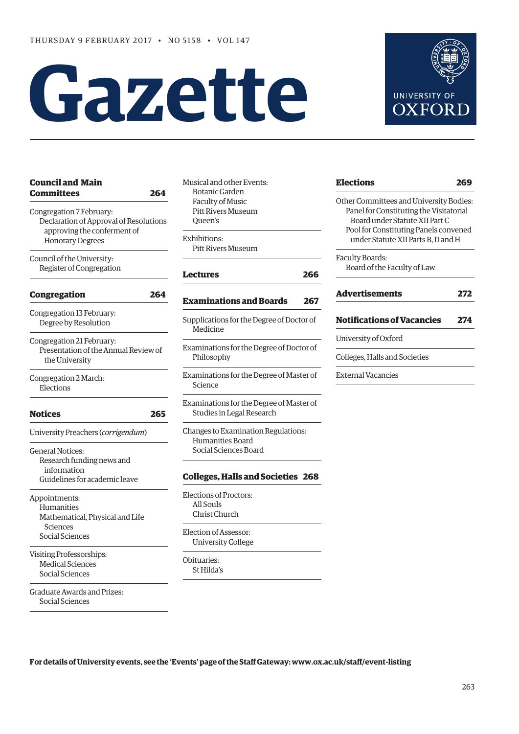THURSDAY 9 FEBRUARY 2017 • NO 5158 • VOL 147

# Gazette

UNIVERSITY OF OXFORD

**Council and Main Committees** **264**

Congregation 7 February:
- Declaration of Approval of Resolutions approving the conferment of Honorary Degrees

Council of the University:
- Register of Congregation

**Congregation** **264**

Congregation 13 February:
- Degree by Resolution

Congregation 21 February:
- Presentation of the Annual Review of the University

Congregation 2 March:
- Elections

**Notices** **265**

University Preachers (*corrigendum*)

General Notices:
- Research funding news and information
- Guidelines for academic leave

Appointments:
- Humanities
- Mathematical, Physical and Life Sciences
- Social Sciences

Visiting Professorships:
- Medical Sciences
- Social Sciences

Graduate Awards and Prizes:
- Social Sciences

Musical and other Events:
- Botanic Garden
- Faculty of Music
- Pitt Rivers Museum
- Queen's

Exhibitions:
- Pitt Rivers Museum

**Lectures** **266**

**Examinations and Boards** **267**

Supplications for the Degree of Doctor of Medicine

Examinations for the Degree of Doctor of Philosophy

Examinations for the Degree of Master of Science

Examinations for the Degree of Master of Studies in Legal Research

Changes to Examination Regulations:
- Humanities Board
- Social Sciences Board

**Colleges, Halls and Societies** **268**

Elections of Proctors:
- All Souls
- Christ Church

Election of Assessor:
- University College

Obituaries:
- St Hilda's

**Elections** **269**

Other Committees and University Bodies:
- Panel for Constituting the Visitatorial Board under Statute XII Part C
- Pool for Constituting Panels convened under Statute XII Parts B, D and H

Faculty Boards:
- Board of the Faculty of Law

**Advertisements** **272**

**Notifications of Vacancies** **274**

University of Oxford

Colleges, Halls and Societies

External Vacancies

**For details of University events, see the 'Events' page of the Staff Gateway: www.ox.ac.uk/staff/event-listing**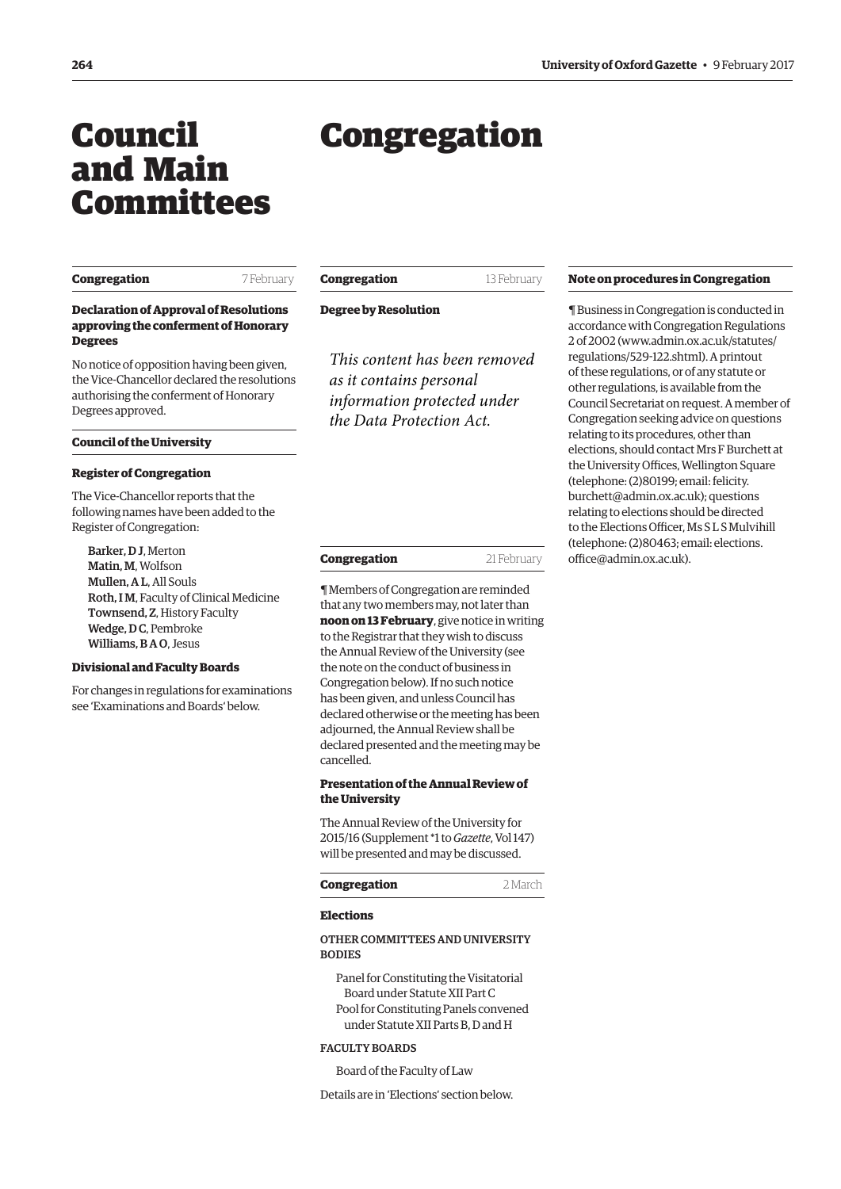# Council and Main Committees

# Congregation

**Congregation** 7 February

### Declaration of Approval of Resolutions approving the conferment of Honorary Degrees

No notice of opposition having been given, the Vice-Chancellor declared the resolutions authorising the conferment of Honorary Degrees approved.

**Council of the University**

### Register of Congregation

The Vice-Chancellor reports that the following names have been added to the Register of Congregation:

**Barker, D J**, Merton
**Matin, M**, Wolfson
**Mullen, A L**, All Souls
**Roth, I M**, Faculty of Clinical Medicine
**Townsend, Z**, History Faculty
**Wedge, D C**, Pembroke
**Williams, B A O**, Jesus

### Divisional and Faculty Boards

For changes in regulations for examinations see 'Examinations and Boards' below.

**Congregation** 13 February

### Degree by Resolution

*This content has been removed as it contains personal information protected under the Data Protection Act.*

**Congregation** 21 February

¶ Members of Congregation are reminded that any two members may, not later than **noon on 13 February**, give notice in writing to the Registrar that they wish to discuss the Annual Review of the University (see the note on the conduct of business in Congregation below). If no such notice has been given, and unless Council has declared otherwise or the meeting has been adjourned, the Annual Review shall be declared presented and the meeting may be cancelled.

### Presentation of the Annual Review of the University

The Annual Review of the University for 2015/16 (Supplement *1 to *Gazette*, Vol 147) will be presented and may be discussed.

**Congregation** 2 March

### Elections

OTHER COMMITTEES AND UNIVERSITY BODIES

Panel for Constituting the Visitatorial Board under Statute XII Part C
Pool for Constituting Panels convened under Statute XII Parts B, D and H

FACULTY BOARDS

Board of the Faculty of Law

Details are in 'Elections' section below.

### Note on procedures in Congregation

¶ Business in Congregation is conducted in accordance with Congregation Regulations 2 of 2002 (www.admin.ox.ac.uk/statutes/regulations/529-122.shtml). A printout of these regulations, or of any statute or other regulations, is available from the Council Secretariat on request. A member of Congregation seeking advice on questions relating to its procedures, other than elections, should contact Mrs F Burchett at the University Offices, Wellington Square (telephone: (2)80199; email: felicity.burchett@admin.ox.ac.uk); questions relating to elections should be directed to the Elections Officer, Ms S L S Mulvihill (telephone: (2)80463; email: elections.office@admin.ox.ac.uk).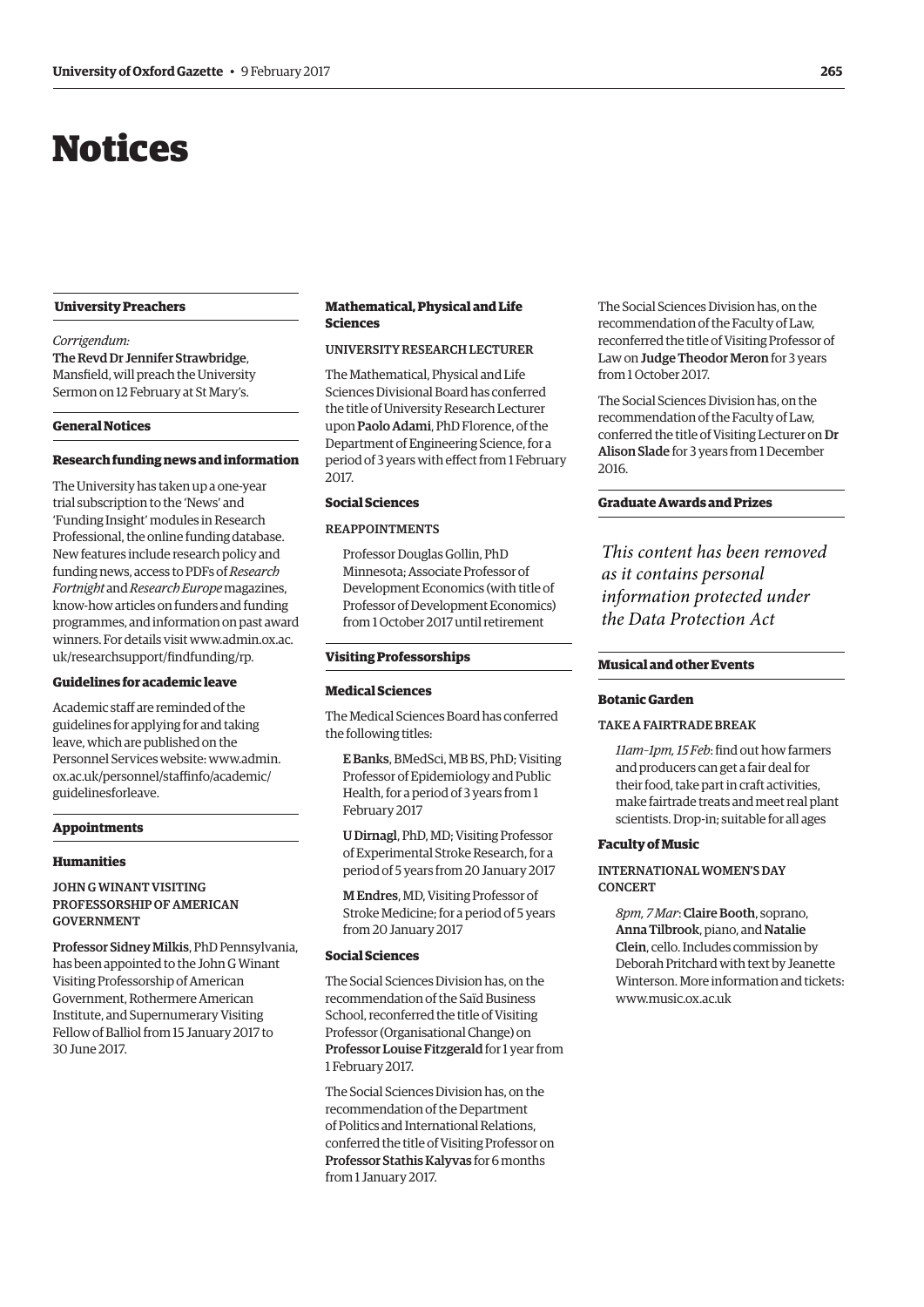# Notices

## University Preachers

*Corrigendum:*
**The Revd Dr Jennifer Strawbridge**, Mansfield, will preach the University Sermon on 12 February at St Mary's.

## General Notices

### Research funding news and information

The University has taken up a one-year trial subscription to the 'News' and 'Funding Insight' modules in Research Professional, the online funding database. New features include research policy and funding news, access to PDFs of *Research Fortnight* and *Research Europe* magazines, know-how articles on funders and funding programmes, and information on past award winners. For details visit www.admin.ox.ac.uk/researchsupport/findfunding/rp.

### Guidelines for academic leave

Academic staff are reminded of the guidelines for applying for and taking leave, which are published on the Personnel Services website: www.admin.ox.ac.uk/personnel/staffinfo/academic/guidelinesforleave.

## Appointments

### Humanities

#### JOHN G WINANT VISITING PROFESSORSHIP OF AMERICAN GOVERNMENT

**Professor Sidney Milkis**, PhD Pennsylvania, has been appointed to the John G Winant Visiting Professorship of American Government, Rothermere American Institute, and Supernumerary Visiting Fellow of Balliol from 15 January 2017 to 30 June 2017.

### Mathematical, Physical and Life Sciences

#### UNIVERSITY RESEARCH LECTURER

The Mathematical, Physical and Life Sciences Divisional Board has conferred the title of University Research Lecturer upon **Paolo Adami**, PhD Florence, of the Department of Engineering Science, for a period of 3 years with effect from 1 February 2017.

### Social Sciences

#### REAPPOINTMENTS

Professor Douglas Gollin, PhD Minnesota; Associate Professor of Development Economics (with title of Professor of Development Economics) from 1 October 2017 until retirement

## Visiting Professorships

### Medical Sciences

The Medical Sciences Board has conferred the following titles:

**E Banks**, BMedSci, MB BS, PhD; Visiting Professor of Epidemiology and Public Health, for a period of 3 years from 1 February 2017

**U Dirnagl**, PhD, MD; Visiting Professor of Experimental Stroke Research, for a period of 5 years from 20 January 2017

**M Endres**, MD, Visiting Professor of Stroke Medicine; for a period of 5 years from 20 January 2017

### Social Sciences

The Social Sciences Division has, on the recommendation of the Saïd Business School, reconferred the title of Visiting Professor (Organisational Change) on **Professor Louise Fitzgerald** for 1 year from 1 February 2017.

The Social Sciences Division has, on the recommendation of the Department of Politics and International Relations, conferred the title of Visiting Professor on **Professor Stathis Kalyvas** for 6 months from 1 January 2017.

The Social Sciences Division has, on the recommendation of the Faculty of Law, reconferred the title of Visiting Professor of Law on **Judge Theodor Meron** for 3 years from 1 October 2017.

The Social Sciences Division has, on the recommendation of the Faculty of Law, conferred the title of Visiting Lecturer on **Dr Alison Slade** for 3 years from 1 December 2016.

## Graduate Awards and Prizes

*This content has been removed as it contains personal information protected under the Data Protection Act*

## Musical and other Events

### Botanic Garden

#### TAKE A FAIRTRADE BREAK

*11am–1pm, 15 Feb*: find out how farmers and producers can get a fair deal for their food, take part in craft activities, make fairtrade treats and meet real plant scientists. Drop-in; suitable for all ages

### Faculty of Music

#### INTERNATIONAL WOMEN'S DAY CONCERT

*8pm, 7 Mar*: **Claire Booth**, soprano, **Anna Tilbrook**, piano, and **Natalie Clein**, cello. Includes commission by Deborah Pritchard with text by Jeanette Winterson. More information and tickets: www.music.ox.ac.uk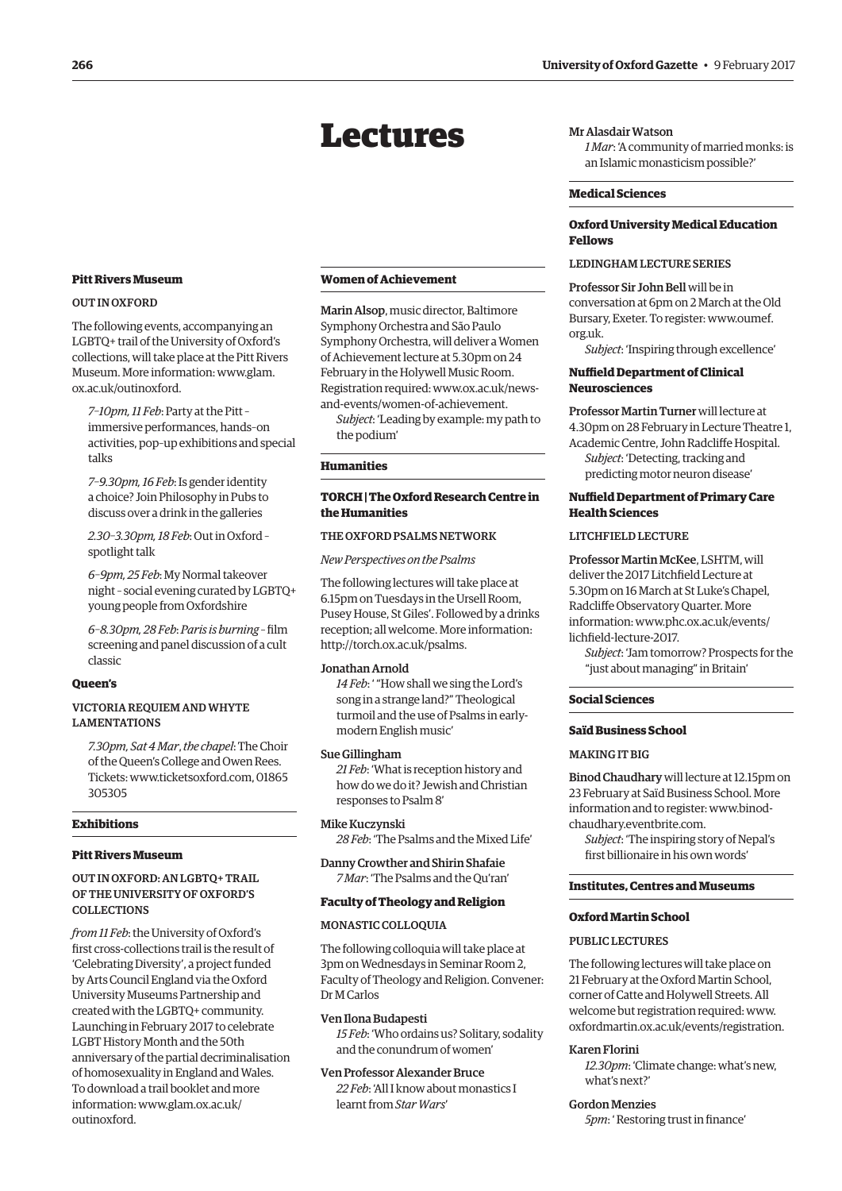# Lectures

## Pitt Rivers Museum

### OUT IN OXFORD

The following events, accompanying an LGBTQ+ trail of the University of Oxford's collections, will take place at the Pitt Rivers Museum. More information: www.glam.ox.ac.uk/outinoxford.

*7–10pm, 11 Feb*: Party at the Pitt – immersive performances, hands-on activities, pop-up exhibitions and special talks

*7–9.30pm, 16 Feb*: Is gender identity a choice? Join Philosophy in Pubs to discuss over a drink in the galleries

*2.30–3.30pm, 18 Feb*: Out in Oxford – spotlight talk

*6–9pm, 25 Feb*: My Normal takeover night – social evening curated by LGBTQ+ young people from Oxfordshire

*6–8.30pm, 28 Feb*: *Paris is burning* – film screening and panel discussion of a cult classic

## Queen's

### VICTORIA REQUIEM AND WHYTE LAMENTATIONS

*7.30pm, Sat 4 Mar, the chapel*: The Choir of the Queen's College and Owen Rees. Tickets: www.ticketsoxford.com, 01865 305305

# Exhibitions

## Pitt Rivers Museum

### OUT IN OXFORD: AN LGBTQ+ TRAIL OF THE UNIVERSITY OF OXFORD'S COLLECTIONS

*from 11 Feb*: the University of Oxford's first cross-collections trail is the result of 'Celebrating Diversity', a project funded by Arts Council England via the Oxford University Museums Partnership and created with the LGBTQ+ community. Launching in February 2017 to celebrate LGBT History Month and the 50th anniversary of the partial decriminalisation of homosexuality in England and Wales. To download a trail booklet and more information: www.glam.ox.ac.uk/outinoxford.

# Women of Achievement

**Marin Alsop**, music director, Baltimore Symphony Orchestra and São Paulo Symphony Orchestra, will deliver a Women of Achievement lecture at 5.30pm on 24 February in the Holywell Music Room. Registration required: www.ox.ac.uk/news-and-events/women-of-achievement.

*Subject*: 'Leading by example: my path to the podium'

# Humanities

## TORCH | The Oxford Research Centre in the Humanities

### THE OXFORD PSALMS NETWORK

*New Perspectives on the Psalms*

The following lectures will take place at 6.15pm on Tuesdays in the Ursell Room, Pusey House, St Giles'. Followed by a drinks reception; all welcome. More information: http://torch.ox.ac.uk/psalms.

Jonathan Arnold
*14 Feb*: ' "How shall we sing the Lord's song in a strange land?" Theological turmoil and the use of Psalms in early-modern English music'

Sue Gillingham
*21 Feb*: 'What is reception history and how do we do it? Jewish and Christian responses to Psalm 8'

Mike Kuczynski
*28 Feb*: 'The Psalms and the Mixed Life'

Danny Crowther and Shirin Shafaie
*7 Mar*: 'The Psalms and the Qu'ran'

## Faculty of Theology and Religion

### MONASTIC COLLOQUIA

The following colloquia will take place at 3pm on Wednesdays in Seminar Room 2, Faculty of Theology and Religion. Convener: Dr M Carlos

Ven Ilona Budapesti
*15 Feb*: 'Who ordains us? Solitary, sodality and the conundrum of women'

Ven Professor Alexander Bruce
*22 Feb*: 'All I know about monastics I learnt from *Star Wars*'

Mr Alasdair Watson
*1 Mar*: 'A community of married monks: is an Islamic monasticism possible?'

# Medical Sciences

## Oxford University Medical Education Fellows

### LEDINGHAM LECTURE SERIES

**Professor Sir John Bell** will be in conversation at 6pm on 2 March at the Old Bursary, Exeter. To register: www.oumef.org.uk.

*Subject*: 'Inspiring through excellence'

## Nuffield Department of Clinical Neurosciences

**Professor Martin Turner** will lecture at 4.30pm on 28 February in Lecture Theatre 1, Academic Centre, John Radcliffe Hospital.

*Subject*: 'Detecting, tracking and predicting motor neuron disease'

## Nuffield Department of Primary Care Health Sciences

### LITCHFIELD LECTURE

**Professor Martin McKee**, LSHTM, will deliver the 2017 Litchfield Lecture at 5.30pm on 16 March at St Luke's Chapel, Radcliffe Observatory Quarter. More information: www.phc.ox.ac.uk/events/lichfield-lecture-2017.

*Subject*: 'Jam tomorrow? Prospects for the "just about managing" in Britain'

# Social Sciences

## Saïd Business School

### MAKING IT BIG

**Binod Chaudhary** will lecture at 12.15pm on 23 February at Saïd Business School. More information and to register: www.binod-chaudhary.eventbrite.com.

*Subject*: 'The inspiring story of Nepal's first billionaire in his own words'

# Institutes, Centres and Museums

## Oxford Martin School

### PUBLIC LECTURES

The following lectures will take place on 21 February at the Oxford Martin School, corner of Catte and Holywell Streets. All welcome but registration required: www.oxfordmartin.ox.ac.uk/events/registration.

Karen Florini
*12.30pm*: 'Climate change: what's new, what's next?'

Gordon Menzies
*5pm*: ' Restoring trust in finance'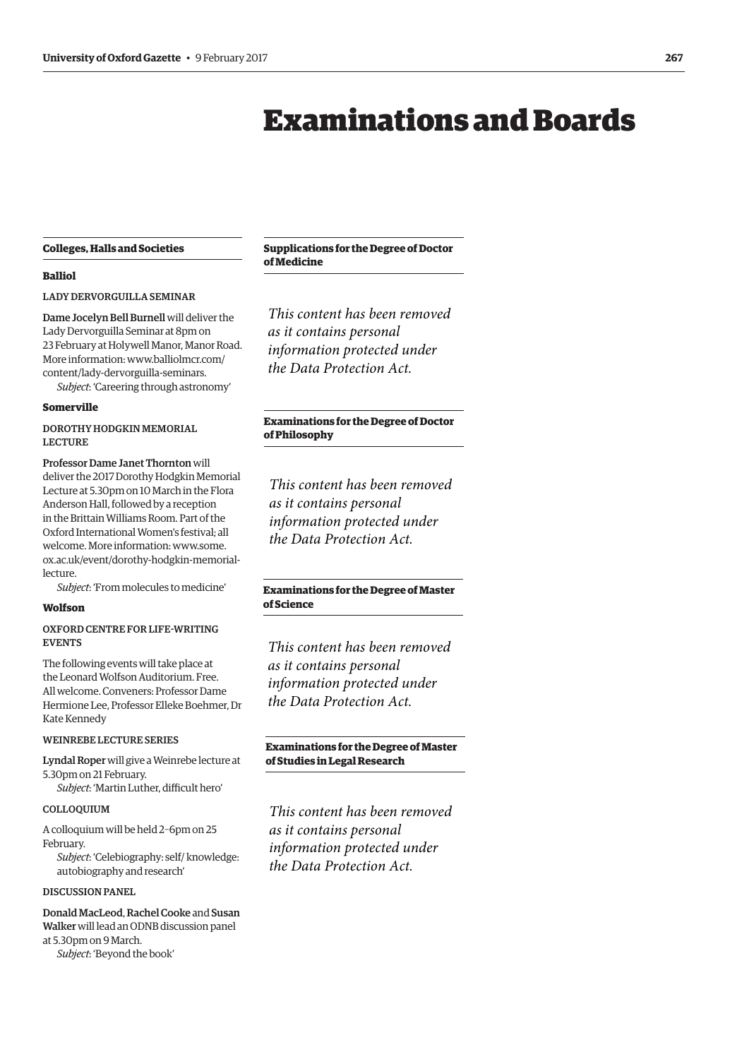# Examinations and Boards

## Colleges, Halls and Societies

### Balliol

LADY DERVORGUILLA SEMINAR

**Dame Jocelyn Bell Burnell** will deliver the Lady Dervorguilla Seminar at 8pm on 23 February at Holywell Manor, Manor Road. More information: www.balliolmcr.com/content/lady-dervorguilla-seminars.

*Subject*: 'Careering through astronomy'

### Somerville

DOROTHY HODGKIN MEMORIAL LECTURE

**Professor Dame Janet Thornton** will deliver the 2017 Dorothy Hodgkin Memorial Lecture at 5.30pm on 10 March in the Flora Anderson Hall, followed by a reception in the Brittain Williams Room. Part of the Oxford International Women's festival; all welcome. More information: www.some.ox.ac.uk/event/dorothy-hodgkin-memorial-lecture.

*Subject*: 'From molecules to medicine'

### Wolfson

OXFORD CENTRE FOR LIFE-WRITING EVENTS

The following events will take place at the Leonard Wolfson Auditorium. Free. All welcome. Conveners: Professor Dame Hermione Lee, Professor Elleke Boehmer, Dr Kate Kennedy

WEINREBE LECTURE SERIES

**Lyndal Roper** will give a Weinrebe lecture at 5.30pm on 21 February.

*Subject*: 'Martin Luther, difficult hero'

COLLOQUIUM

A colloquium will be held 2–6pm on 25 February.

*Subject*: 'Celebiography: self/ knowledge: autobiography and research'

DISCUSSION PANEL

**Donald MacLeod**, **Rachel Cooke** and **Susan Walker** will lead an ODNB discussion panel at 5.30pm on 9 March.

*Subject*: 'Beyond the book'

## Supplications for the Degree of Doctor of Medicine

*This content has been removed as it contains personal information protected under the Data Protection Act.*

## Examinations for the Degree of Doctor of Philosophy

*This content has been removed as it contains personal information protected under the Data Protection Act.*

## Examinations for the Degree of Master of Science

*This content has been removed as it contains personal information protected under the Data Protection Act.*

## Examinations for the Degree of Master of Studies in Legal Research

*This content has been removed as it contains personal information protected under the Data Protection Act.*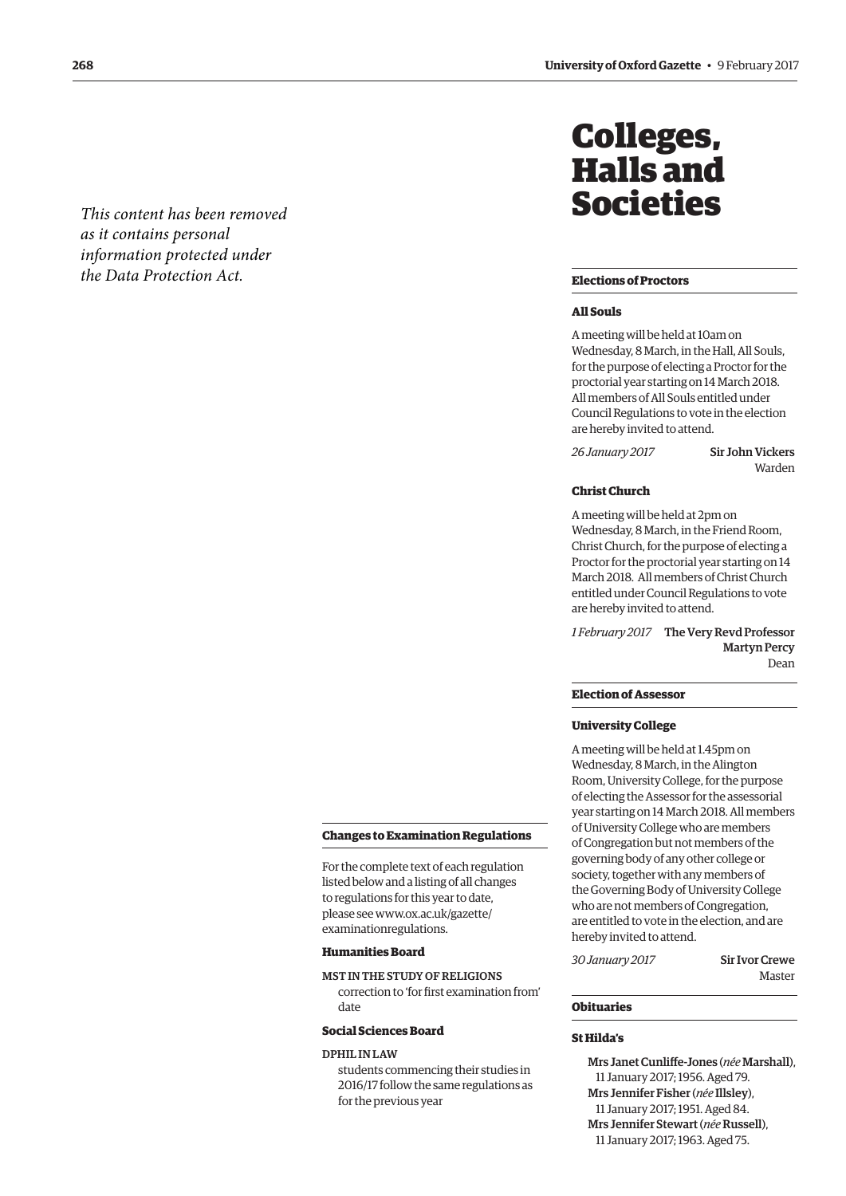*This content has been removed as it contains personal information protected under the Data Protection Act.*

### Changes to Examination Regulations

For the complete text of each regulation listed below and a listing of all changes to regulations for this year to date, please see www.ox.ac.uk/gazette/examinationregulations.

#### Humanities Board

MST IN THE STUDY OF RELIGIONS
correction to 'for first examination from' date

#### Social Sciences Board

DPHIL IN LAW
students commencing their studies in 2016/17 follow the same regulations as for the previous year

# Colleges, Halls and Societies

### Elections of Proctors

#### All Souls

A meeting will be held at 10am on Wednesday, 8 March, in the Hall, All Souls, for the purpose of electing a Proctor for the proctorial year starting on 14 March 2018. All members of All Souls entitled under Council Regulations to vote in the election are hereby invited to attend.

*26 January 2017* **Sir John Vickers**
Warden

#### Christ Church

A meeting will be held at 2pm on Wednesday, 8 March, in the Friend Room, Christ Church, for the purpose of electing a Proctor for the proctorial year starting on 14 March 2018. All members of Christ Church entitled under Council Regulations to vote are hereby invited to attend.

*1 February 2017* **The Very Revd Professor Martyn Percy**
Dean

### Election of Assessor

#### University College

A meeting will be held at 1.45pm on Wednesday, 8 March, in the Alington Room, University College, for the purpose of electing the Assessor for the assessorial year starting on 14 March 2018. All members of University College who are members of Congregation but not members of the governing body of any other college or society, together with any members of the Governing Body of University College who are not members of Congregation, are entitled to vote in the election, and are hereby invited to attend.

*30 January 2017* **Sir Ivor Crewe**
Master

### Obituaries

#### St Hilda's

**Mrs Janet Cunliffe-Jones** (*née* **Marshall**), 11 January 2017; 1956. Aged 79.
**Mrs Jennifer Fisher** (*née* **Illsley**), 11 January 2017; 1951. Aged 84.
**Mrs Jennifer Stewart** (*née* **Russell**), 11 January 2017; 1963. Aged 75.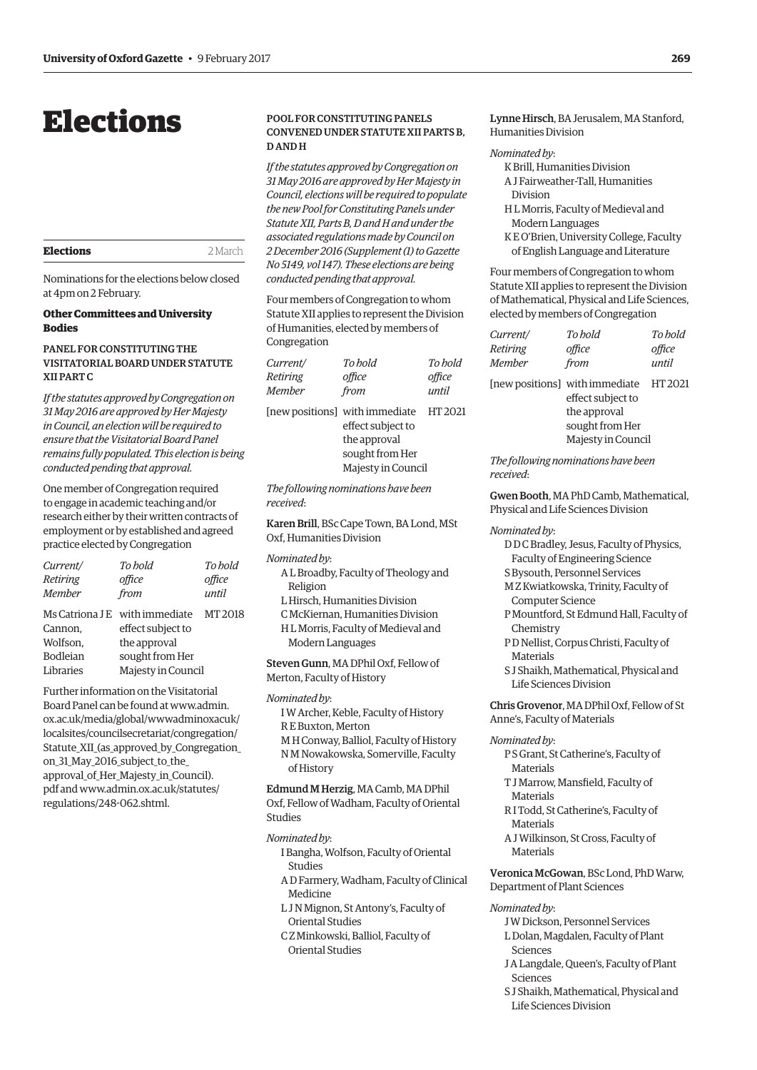# Elections

**Elections** 2 March

Nominations for the elections below closed at 4pm on 2 February.

### Other Committees and University Bodies

#### PANEL FOR CONSTITUTING THE VISITATORIAL BOARD UNDER STATUTE XII PART C

*If the statutes approved by Congregation on 31 May 2016 are approved by Her Majesty in Council, an election will be required to ensure that the Visitatorial Board Panel remains fully populated. This election is being conducted pending that approval.*

One member of Congregation required to engage in academic teaching and/or research either by their written contracts of employment or by established and agreed practice elected by Congregation

| *Current/ Retiring Member* | *To hold office from* | *To hold office until* |
|---|---|---|
| Ms Catriona J E Cannon, Wolfson, Bodleian Libraries | with immediate effect subject to the approval sought from Her Majesty in Council | MT 2018 |

Further information on the Visitatorial Board Panel can be found at www.admin.ox.ac.uk/media/global/wwwadminoxacuk/localsites/councilsecretariat/congregation/Statute_XII_(as_approved_by_Congregation_on_31_May_2016_subject_to_the_approval_of_Her_Majesty_in_Council).pdf and www.admin.ox.ac.uk/statutes/regulations/248-062.shtml.

#### POOL FOR CONSTITUTING PANELS CONVENED UNDER STATUTE XII PARTS B, D AND H

*If the statutes approved by Congregation on 31 May 2016 are approved by Her Majesty in Council, elections will be required to populate the new Pool for Constituting Panels under Statute XII, Parts B, D and H and under the associated regulations made by Council on 2 December 2016 (Supplement (1) to Gazette No 5149, vol 147). These elections are being conducted pending that approval.*

Four members of Congregation to whom Statute XII applies to represent the Division of Humanities, elected by members of Congregation

| *Current/ Retiring Member* | *To hold office from* | *To hold office until* |
|---|---|---|
| [new positions] | with immediate effect subject to the approval sought from Her Majesty in Council | HT 2021 |

*The following nominations have been received*:

**Karen Brill**, BSc Cape Town, BA Lond, MSt Oxf, Humanities Division

*Nominated by*:

- A L Broadby, Faculty of Theology and Religion
- L Hirsch, Humanities Division
- C McKiernan, Humanities Division
- H L Morris, Faculty of Medieval and Modern Languages

**Steven Gunn**, MA DPhil Oxf, Fellow of Merton, Faculty of History

*Nominated by*:

- I W Archer, Keble, Faculty of History
- R E Buxton, Merton
- M H Conway, Balliol, Faculty of History
- N M Nowakowska, Somerville, Faculty of History

**Edmund M Herzig**, MA Camb, MA DPhil Oxf, Fellow of Wadham, Faculty of Oriental Studies

*Nominated by*:

- I Bangha, Wolfson, Faculty of Oriental Studies
- A D Farmery, Wadham, Faculty of Clinical Medicine
- L J N Mignon, St Antony's, Faculty of Oriental Studies
- C Z Minkowski, Balliol, Faculty of Oriental Studies

**Lynne Hirsch**, BA Jerusalem, MA Stanford, Humanities Division

*Nominated by*:

- K Brill, Humanities Division
- A J Fairweather-Tall, Humanities Division
- H L Morris, Faculty of Medieval and Modern Languages
- K E O'Brien, University College, Faculty of English Language and Literature

Four members of Congregation to whom Statute XII applies to represent the Division of Mathematical, Physical and Life Sciences, elected by members of Congregation

| *Current/ Retiring Member* | *To hold office from* | *To hold office until* |
|---|---|---|
| [new positions] | with immediate effect subject to the approval sought from Her Majesty in Council | HT 2021 |

*The following nominations have been received*:

**Gwen Booth**, MA PhD Camb, Mathematical, Physical and Life Sciences Division

*Nominated by*:

- D D C Bradley, Jesus, Faculty of Physics, Faculty of Engineering Science
- S Bysouth, Personnel Services
- M Z Kwiatkowska, Trinity, Faculty of Computer Science
- P Mountford, St Edmund Hall, Faculty of Chemistry
- P D Nellist, Corpus Christi, Faculty of Materials
- S J Shaikh, Mathematical, Physical and Life Sciences Division

**Chris Grovenor**, MA DPhil Oxf, Fellow of St Anne's, Faculty of Materials

*Nominated by*:

- P S Grant, St Catherine's, Faculty of Materials
- T J Marrow, Mansfield, Faculty of Materials
- R I Todd, St Catherine's, Faculty of Materials
- A J Wilkinson, St Cross, Faculty of Materials

**Veronica McGowan**, BSc Lond, PhD Warw, Department of Plant Sciences

*Nominated by*:

- J W Dickson, Personnel Services
- L Dolan, Magdalen, Faculty of Plant Sciences
- J A Langdale, Queen's, Faculty of Plant Sciences
- S J Shaikh, Mathematical, Physical and Life Sciences Division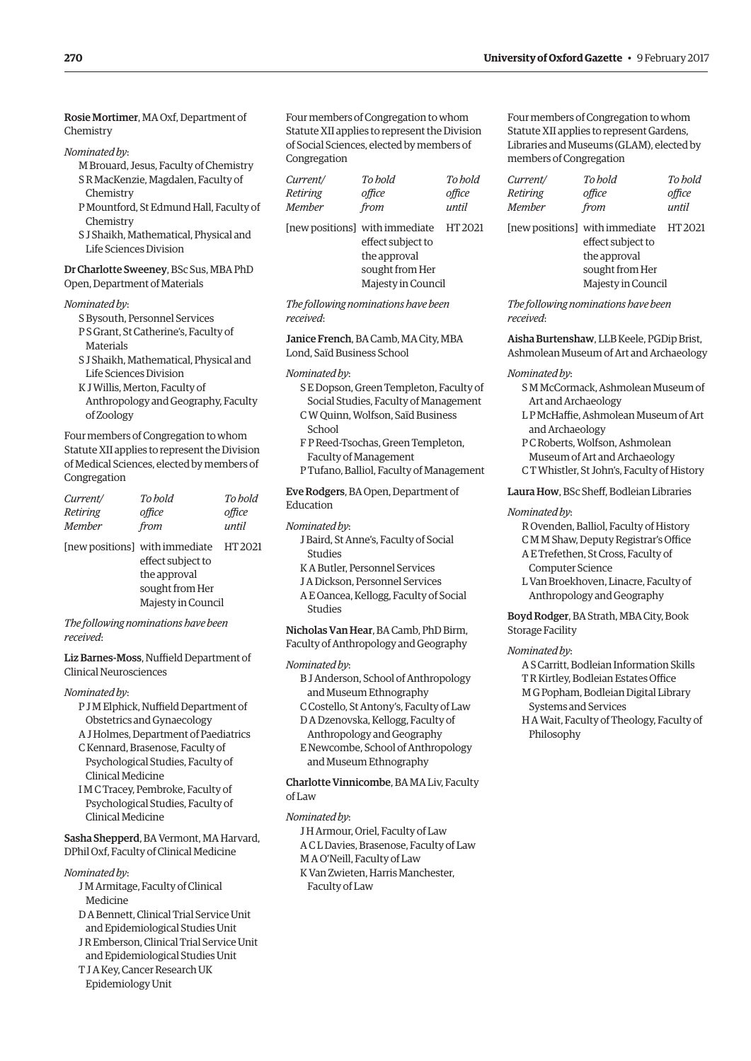**Rosie Mortimer**, MA Oxf, Department of Chemistry

*Nominated by*:

M Brouard, Jesus, Faculty of Chemistry
S R MacKenzie, Magdalen, Faculty of Chemistry
P Mountford, St Edmund Hall, Faculty of Chemistry
S J Shaikh, Mathematical, Physical and Life Sciences Division

**Dr Charlotte Sweeney**, BSc Sus, MBA PhD Open, Department of Materials

*Nominated by*:

S Bysouth, Personnel Services
P S Grant, St Catherine's, Faculty of Materials
S J Shaikh, Mathematical, Physical and Life Sciences Division
K J Willis, Merton, Faculty of Anthropology and Geography, Faculty of Zoology

Four members of Congregation to whom Statute XII applies to represent the Division of Medical Sciences, elected by members of Congregation

| *Current/ Retiring Member* | *To hold office from* | *To hold office until* |
|---|---|---|
| [new positions] | with immediate effect subject to the approval sought from Her Majesty in Council | HT 2021 |

*The following nominations have been received*:

**Liz Barnes-Moss**, Nuffield Department of Clinical Neurosciences

*Nominated by*:

P J M Elphick, Nuffield Department of Obstetrics and Gynaecology
A J Holmes, Department of Paediatrics
C Kennard, Brasenose, Faculty of Psychological Studies, Faculty of Clinical Medicine
I M C Tracey, Pembroke, Faculty of Psychological Studies, Faculty of Clinical Medicine

**Sasha Shepperd**, BA Vermont, MA Harvard, DPhil Oxf, Faculty of Clinical Medicine

*Nominated by*:

J M Armitage, Faculty of Clinical Medicine
D A Bennett, Clinical Trial Service Unit and Epidemiological Studies Unit
J R Emberson, Clinical Trial Service Unit and Epidemiological Studies Unit
T J A Key, Cancer Research UK Epidemiology Unit

Four members of Congregation to whom Statute XII applies to represent the Division of Social Sciences, elected by members of Congregation

| *Current/ Retiring Member* | *To hold office from* | *To hold office until* |
|---|---|---|
| [new positions] | with immediate effect subject to the approval sought from Her Majesty in Council | HT 2021 |

*The following nominations have been received*:

**Janice French**, BA Camb, MA City, MBA Lond, Saïd Business School

*Nominated by*:

S E Dopson, Green Templeton, Faculty of Social Studies, Faculty of Management
C W Quinn, Wolfson, Saïd Business School
F P Reed-Tsochas, Green Templeton, Faculty of Management
P Tufano, Balliol, Faculty of Management

**Eve Rodgers**, BA Open, Department of Education

*Nominated by*:

J Baird, St Anne's, Faculty of Social Studies
K A Butler, Personnel Services
J A Dickson, Personnel Services
A E Oancea, Kellogg, Faculty of Social Studies

**Nicholas Van Hear**, BA Camb, PhD Birm, Faculty of Anthropology and Geography

*Nominated by*:

B J Anderson, School of Anthropology and Museum Ethnography
C Costello, St Antony's, Faculty of Law
D A Dzenovska, Kellogg, Faculty of Anthropology and Geography
E Newcombe, School of Anthropology and Museum Ethnography

**Charlotte Vinnicombe**, BA MA Liv, Faculty of Law

*Nominated by*:

J H Armour, Oriel, Faculty of Law
A C L Davies, Brasenose, Faculty of Law
M A O'Neill, Faculty of Law
K Van Zwieten, Harris Manchester, Faculty of Law

Four members of Congregation to whom Statute XII applies to represent Gardens, Libraries and Museums (GLAM), elected by members of Congregation

| *Current/ Retiring Member* | *To hold office from* | *To hold office until* |
|---|---|---|
| [new positions] | with immediate effect subject to the approval sought from Her Majesty in Council | HT 2021 |

*The following nominations have been received*:

**Aisha Burtenshaw**, LLB Keele, PGDip Brist, Ashmolean Museum of Art and Archaeology

*Nominated by*:

S M McCormack, Ashmolean Museum of Art and Archaeology
L P McHaffie, Ashmolean Museum of Art and Archaeology
P C Roberts, Wolfson, Ashmolean Museum of Art and Archaeology
C T Whistler, St John's, Faculty of History

**Laura How**, BSc Sheff, Bodleian Libraries

*Nominated by*:

R Ovenden, Balliol, Faculty of History
C M M Shaw, Deputy Registrar's Office
A E Trefethen, St Cross, Faculty of Computer Science
L Van Broekhoven, Linacre, Faculty of Anthropology and Geography

**Boyd Rodger**, BA Strath, MBA City, Book Storage Facility

*Nominated by*:

A S Carritt, Bodleian Information Skills
T R Kirtley, Bodleian Estates Office
M G Popham, Bodleian Digital Library Systems and Services
H A Wait, Faculty of Theology, Faculty of Philosophy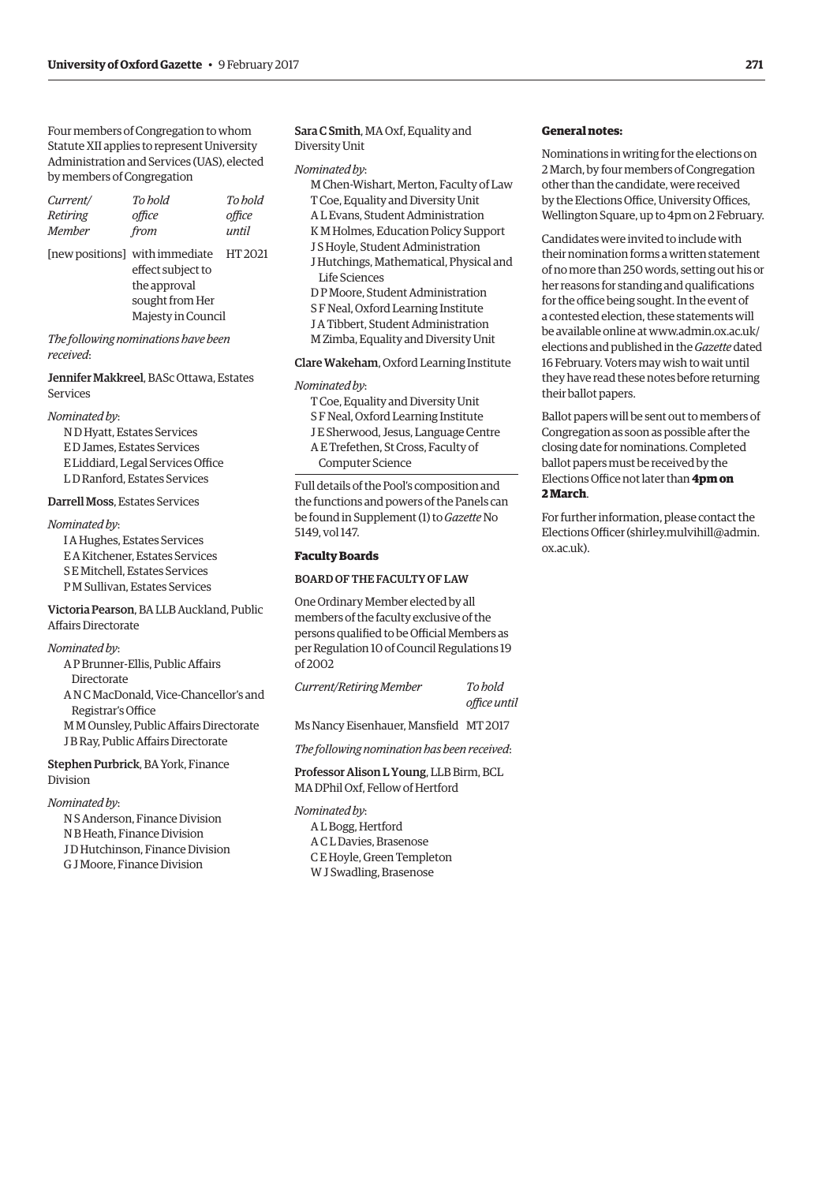Four members of Congregation to whom Statute XII applies to represent University Administration and Services (UAS), elected by members of Congregation

| *Current/ Retiring Member* | *To hold office from* | *To hold office until* |
|---|---|---|
| [new positions] | with immediate effect subject to the approval sought from Her Majesty in Council | HT 2021 |

*The following nominations have been received*:

**Jennifer Makkreel**, BASc Ottawa, Estates Services

*Nominated by*:

N D Hyatt, Estates Services
E D James, Estates Services
E Liddiard, Legal Services Office
L D Ranford, Estates Services

**Darrell Moss**, Estates Services

*Nominated by*:

I A Hughes, Estates Services
E A Kitchener, Estates Services
S E Mitchell, Estates Services
P M Sullivan, Estates Services

**Victoria Pearson**, BA LLB Auckland, Public Affairs Directorate

*Nominated by*:

A P Brunner-Ellis, Public Affairs Directorate
A N C MacDonald, Vice-Chancellor's and Registrar's Office
M M Ounsley, Public Affairs Directorate
J B Ray, Public Affairs Directorate

**Stephen Purbrick**, BA York, Finance Division

*Nominated by*:

N S Anderson, Finance Division
N B Heath, Finance Division
J D Hutchinson, Finance Division
G J Moore, Finance Division

**Sara C Smith**, MA Oxf, Equality and Diversity Unit

*Nominated by*:

M Chen-Wishart, Merton, Faculty of Law
T Coe, Equality and Diversity Unit
A L Evans, Student Administration
K M Holmes, Education Policy Support
J S Hoyle, Student Administration
J Hutchings, Mathematical, Physical and Life Sciences
D P Moore, Student Administration
S F Neal, Oxford Learning Institute
J A Tibbert, Student Administration
M Zimba, Equality and Diversity Unit

**Clare Wakeham**, Oxford Learning Institute

*Nominated by*:

T Coe, Equality and Diversity Unit
S F Neal, Oxford Learning Institute
J E Sherwood, Jesus, Language Centre
A E Trefethen, St Cross, Faculty of Computer Science

Full details of the Pool's composition and the functions and powers of the Panels can be found in Supplement (1) to *Gazette* No 5149, vol 147.

### Faculty Boards

#### BOARD OF THE FACULTY OF LAW

One Ordinary Member elected by all members of the faculty exclusive of the persons qualified to be Official Members as per Regulation 10 of Council Regulations 19 of 2002

| *Current/Retiring Member* | *To hold office until* |
|---|---|
| Ms Nancy Eisenhauer, Mansfield | MT 2017 |

*The following nomination has been received*:

**Professor Alison L Young**, LLB Birm, BCL MA DPhil Oxf, Fellow of Hertford

*Nominated by*:

A L Bogg, Hertford
A C L Davies, Brasenose
C E Hoyle, Green Templeton
W J Swadling, Brasenose

**General notes:**

Nominations in writing for the elections on 2 March, by four members of Congregation other than the candidate, were received by the Elections Office, University Offices, Wellington Square, up to 4pm on 2 February.

Candidates were invited to include with their nomination forms a written statement of no more than 250 words, setting out his or her reasons for standing and qualifications for the office being sought. In the event of a contested election, these statements will be available online at www.admin.ox.ac.uk/elections and published in the *Gazette* dated 16 February. Voters may wish to wait until they have read these notes before returning their ballot papers.

Ballot papers will be sent out to members of Congregation as soon as possible after the closing date for nominations. Completed ballot papers must be received by the Elections Office not later than **4pm on 2 March**.

For further information, please contact the Elections Officer (shirley.mulvihill@admin.ox.ac.uk).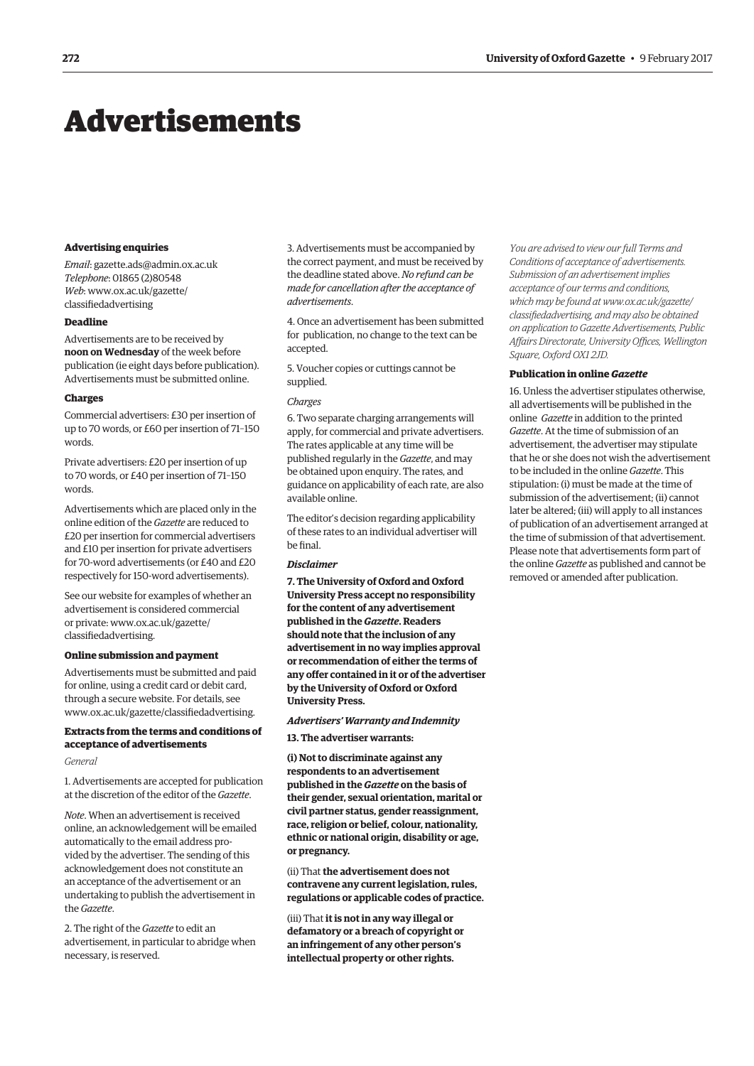# Advertisements

**Advertising enquiries**

*Email*: gazette.ads@admin.ox.ac.uk
*Telephone*: 01865 (2)80548
*Web*: www.ox.ac.uk/gazette/classifiedadvertising

**Deadline**

Advertisements are to be received by **noon on Wednesday** of the week before publication (ie eight days before publication). Advertisements must be submitted online.

**Charges**

Commercial advertisers: £30 per insertion of up to 70 words, or £60 per insertion of 71–150 words.

Private advertisers: £20 per insertion of up to 70 words, or £40 per insertion of 71–150 words.

Advertisements which are placed only in the online edition of the *Gazette* are reduced to £20 per insertion for commercial advertisers and £10 per insertion for private advertisers for 70-word advertisements (or £40 and £20 respectively for 150-word advertisements).

See our website for examples of whether an advertisement is considered commercial or private: www.ox.ac.uk/gazette/classifiedadvertising.

**Online submission and payment**

Advertisements must be submitted and paid for online, using a credit card or debit card, through a secure website. For details, see www.ox.ac.uk/gazette/classifiedadvertising.

**Extracts from the terms and conditions of acceptance of advertisements**

*General*

1. Advertisements are accepted for publication at the discretion of the editor of the *Gazette*.

*Note*. When an advertisement is received online, an acknowledgement will be emailed automatically to the email address provided by the advertiser. The sending of this acknowledgement does not constitute an an acceptance of the advertisement or an undertaking to publish the advertisement in the *Gazette*.

2. The right of the *Gazette* to edit an advertisement, in particular to abridge when necessary, is reserved.

3. Advertisements must be accompanied by the correct payment, and must be received by the deadline stated above. *No refund can be made for cancellation after the acceptance of advertisements*.

4. Once an advertisement has been submitted for publication, no change to the text can be accepted.

5. Voucher copies or cuttings cannot be supplied.

*Charges*

6. Two separate charging arrangements will apply, for commercial and private advertisers. The rates applicable at any time will be published regularly in the *Gazette*, and may be obtained upon enquiry. The rates, and guidance on applicability of each rate, are also available online.

The editor's decision regarding applicability of these rates to an individual advertiser will be final.

***Disclaimer***

**7. The University of Oxford and Oxford University Press accept no responsibility for the content of any advertisement published in the *Gazette*. Readers should note that the inclusion of any advertisement in no way implies approval or recommendation of either the terms of any offer contained in it or of the advertiser by the University of Oxford or Oxford University Press.**

***Advertisers' Warranty and Indemnity***

**13. The advertiser warrants:**

**(i) Not to discriminate against any respondents to an advertisement published in the *Gazette* on the basis of their gender, sexual orientation, marital or civil partner status, gender reassignment, race, religion or belief, colour, nationality, ethnic or national origin, disability or age, or pregnancy.**

(ii) That **the advertisement does not contravene any current legislation, rules, regulations or applicable codes of practice.**

(iii) That **it is not in any way illegal or defamatory or a breach of copyright or an infringement of any other person's intellectual property or other rights.**

*You are advised to view our full Terms and Conditions of acceptance of advertisements. Submission of an advertisement implies acceptance of our terms and conditions, which may be found at www.ox.ac.uk/gazette/classifiedadvertising, and may also be obtained on application to Gazette Advertisements, Public Affairs Directorate, University Offices, Wellington Square, Oxford OX1 2JD.*

**Publication in online *Gazette***

16. Unless the advertiser stipulates otherwise, all advertisements will be published in the online *Gazette* in addition to the printed *Gazette*. At the time of submission of an advertisement, the advertiser may stipulate that he or she does not wish the advertisement to be included in the online *Gazette*. This stipulation: (i) must be made at the time of submission of the advertisement; (ii) cannot later be altered; (iii) will apply to all instances of publication of an advertisement arranged at the time of submission of that advertisement. Please note that advertisements form part of the online *Gazette* as published and cannot be removed or amended after publication.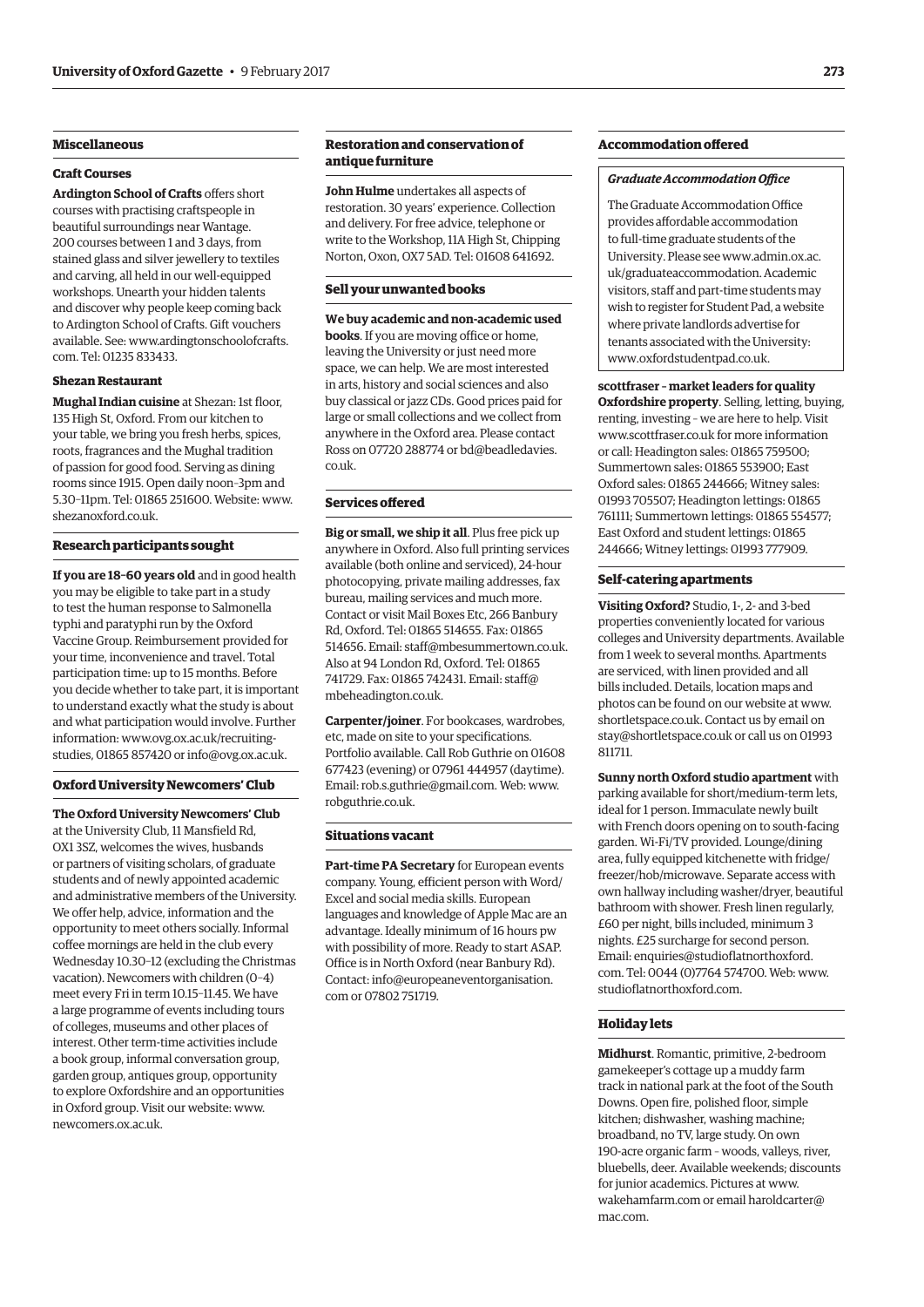## Miscellaneous

### Craft Courses

**Ardington School of Crafts** offers short courses with practising craftspeople in beautiful surroundings near Wantage. 200 courses between 1 and 3 days, from stained glass and silver jewellery to textiles and carving, all held in our well-equipped workshops. Unearth your hidden talents and discover why people keep coming back to Ardington School of Crafts. Gift vouchers available. See: www.ardingtonschoolofcrafts.com. Tel: 01235 833433.

### Shezan Restaurant

**Mughal Indian cuisine** at Shezan: 1st floor, 135 High St, Oxford. From our kitchen to your table, we bring you fresh herbs, spices, roots, fragrances and the Mughal tradition of passion for good food. Serving as dining rooms since 1915. Open daily noon–3pm and 5.30–11pm. Tel: 01865 251600. Website: www.shezanoxford.co.uk.

## Research participants sought

**If you are 18–60 years old** and in good health you may be eligible to take part in a study to test the human response to Salmonella typhi and paratyphi run by the Oxford Vaccine Group. Reimbursement provided for your time, inconvenience and travel. Total participation time: up to 15 months. Before you decide whether to take part, it is important to understand exactly what the study is about and what participation would involve. Further information: www.ovg.ox.ac.uk/recruiting-studies, 01865 857420 or info@ovg.ox.ac.uk.

## Oxford University Newcomers' Club

**The Oxford University Newcomers' Club** at the University Club, 11 Mansfield Rd, OX1 3SZ, welcomes the wives, husbands or partners of visiting scholars, of graduate students and of newly appointed academic and administrative members of the University. We offer help, advice, information and the opportunity to meet others socially. Informal coffee mornings are held in the club every Wednesday 10.30–12 (excluding the Christmas vacation). Newcomers with children (0–4) meet every Fri in term 10.15–11.45. We have a large programme of events including tours of colleges, museums and other places of interest. Other term-time activities include a book group, informal conversation group, garden group, antiques group, opportunity to explore Oxfordshire and an opportunities in Oxford group. Visit our website: www.newcomers.ox.ac.uk.

## Restoration and conservation of antique furniture

**John Hulme** undertakes all aspects of restoration. 30 years' experience. Collection and delivery. For free advice, telephone or write to the Workshop, 11A High St, Chipping Norton, Oxon, OX7 5AD. Tel: 01608 641692.

## Sell your unwanted books

**We buy academic and non-academic used books**. If you are moving office or home, leaving the University or just need more space, we can help. We are most interested in arts, history and social sciences and also buy classical or jazz CDs. Good prices paid for large or small collections and we collect from anywhere in the Oxford area. Please contact Ross on 07720 288774 or bd@beadledavies.co.uk.

## Services offered

**Big or small, we ship it all**. Plus free pick up anywhere in Oxford. Also full printing services available (both online and serviced), 24-hour photocopying, private mailing addresses, fax bureau, mailing services and much more. Contact or visit Mail Boxes Etc, 266 Banbury Rd, Oxford. Tel: 01865 514655. Fax: 01865 514656. Email: staff@mbesummertown.co.uk. Also at 94 London Rd, Oxford. Tel: 01865 741729. Fax: 01865 742431. Email: staff@mbeheadington.co.uk.

**Carpenter/joiner**. For bookcases, wardrobes, etc, made on site to your specifications. Portfolio available. Call Rob Guthrie on 01608 677423 (evening) or 07961 444957 (daytime). Email: rob.s.guthrie@gmail.com. Web: www.robguthrie.co.uk.

## Situations vacant

**Part-time PA Secretary** for European events company. Young, efficient person with Word/Excel and social media skills. European languages and knowledge of Apple Mac are an advantage. Ideally minimum of 16 hours pw with possibility of more. Ready to start ASAP. Office is in North Oxford (near Banbury Rd). Contact: info@europeaneventorganisation.com or 07802 751719.

## Accommodation offered

### *Graduate Accommodation Office*

The Graduate Accommodation Office provides affordable accommodation to full-time graduate students of the University. Please see www.admin.ox.ac.uk/graduateaccommodation. Academic visitors, staff and part-time students may wish to register for Student Pad, a website where private landlords advertise for tenants associated with the University: www.oxfordstudentpad.co.uk.

**scottfraser – market leaders for quality Oxfordshire property**. Selling, letting, buying, renting, investing – we are here to help. Visit www.scottfraser.co.uk for more information or call: Headington sales: 01865 759500; Summertown sales: 01865 553900; East Oxford sales: 01865 244666; Witney sales: 01993 705507; Headington lettings: 01865 761111; Summertown lettings: 01865 554577; East Oxford and student lettings: 01865 244666; Witney lettings: 01993 777909.

## Self-catering apartments

**Visiting Oxford?** Studio, 1-, 2- and 3-bed properties conveniently located for various colleges and University departments. Available from 1 week to several months. Apartments are serviced, with linen provided and all bills included. Details, location maps and photos can be found on our website at www.shortletspace.co.uk. Contact us by email on stay@shortletspace.co.uk or call us on 01993 811711.

**Sunny north Oxford studio apartment** with parking available for short/medium-term lets, ideal for 1 person. Immaculate newly built with French doors opening on to south-facing garden. Wi-Fi/TV provided. Lounge/dining area, fully equipped kitchenette with fridge/freezer/hob/microwave. Separate access with own hallway including washer/dryer, beautiful bathroom with shower. Fresh linen regularly, £60 per night, bills included, minimum 3 nights. £25 surcharge for second person. Email: enquiries@studioflatnorthoxford.com. Tel: 0044 (0)7764 574700. Web: www.studioflatnorthoxford.com.

## Holiday lets

**Midhurst**. Romantic, primitive, 2-bedroom gamekeeper's cottage up a muddy farm track in national park at the foot of the South Downs. Open fire, polished floor, simple kitchen; dishwasher, washing machine; broadband, no TV, large study. On own 190-acre organic farm – woods, valleys, river, bluebells, deer. Available weekends; discounts for junior academics. Pictures at www.wakehamfarm.com or email haroldcarter@mac.com.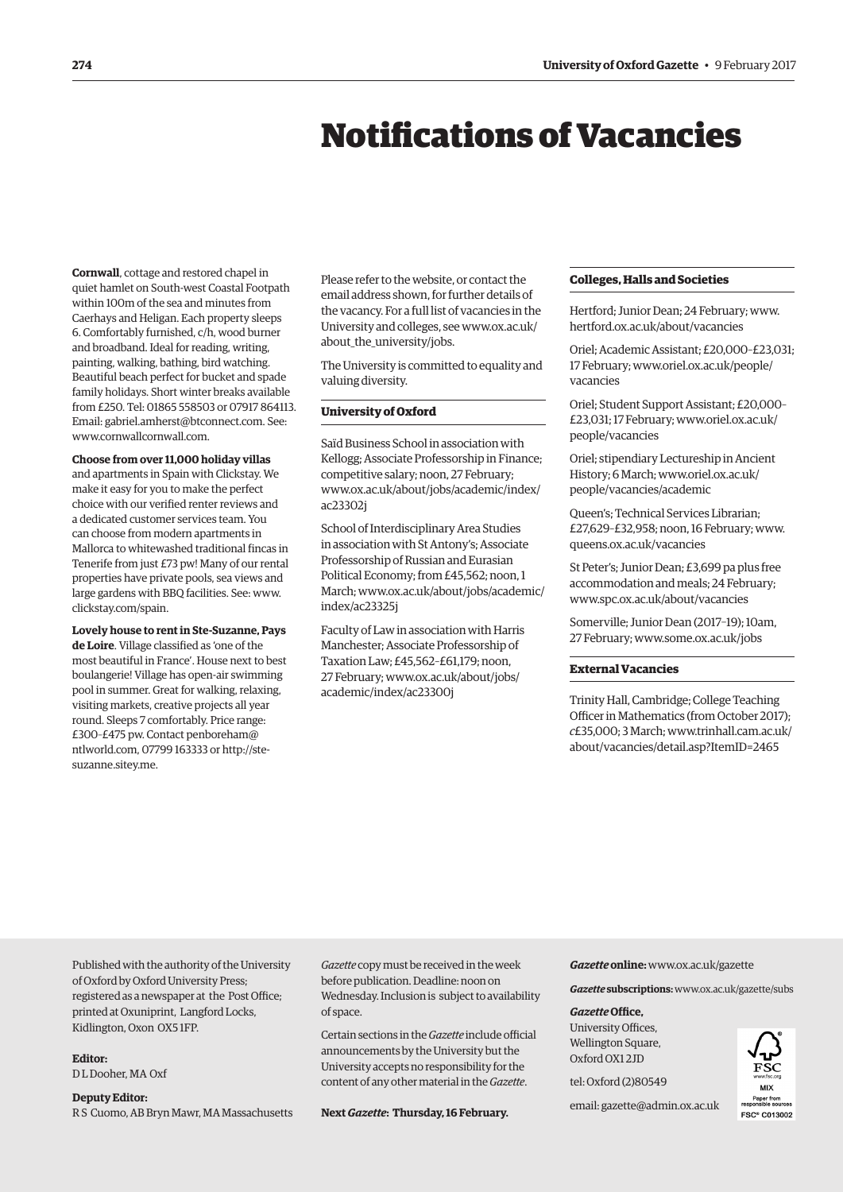# Notifications of Vacancies

**Cornwall**, cottage and restored chapel in quiet hamlet on South-west Coastal Footpath within 100m of the sea and minutes from Caerhays and Heligan. Each property sleeps 6. Comfortably furnished, c/h, wood burner and broadband. Ideal for reading, writing, painting, walking, bathing, bird watching. Beautiful beach perfect for bucket and spade family holidays. Short winter breaks available from £250. Tel: 01865 558503 or 07917 864113. Email: gabriel.amherst@btconnect.com. See: www.cornwallcornwall.com.

**Choose from over 11,000 holiday villas** and apartments in Spain with Clickstay. We make it easy for you to make the perfect choice with our verified renter reviews and a dedicated customer services team. You can choose from modern apartments in Mallorca to whitewashed traditional fincas in Tenerife from just £73 pw! Many of our rental properties have private pools, sea views and large gardens with BBQ facilities. See: www.clickstay.com/spain.

**Lovely house to rent in Ste-Suzanne, Pays de Loire**. Village classified as 'one of the most beautiful in France'. House next to best boulangerie! Village has open-air swimming pool in summer. Great for walking, relaxing, visiting markets, creative projects all year round. Sleeps 7 comfortably. Price range: £300–£475 pw. Contact penboreham@ntlworld.com, 07799 163333 or http://ste-suzanne.sitey.me.

Please refer to the website, or contact the email address shown, for further details of the vacancy. For a full list of vacancies in the University and colleges, see www.ox.ac.uk/about_the_university/jobs.

The University is committed to equality and valuing diversity.

### University of Oxford

Saïd Business School in association with Kellogg; Associate Professorship in Finance; competitive salary; noon, 27 February; www.ox.ac.uk/about/jobs/academic/index/ac23302j

School of Interdisciplinary Area Studies in association with St Antony's; Associate Professorship of Russian and Eurasian Political Economy; from £45,562; noon, 1 March; www.ox.ac.uk/about/jobs/academic/index/ac23325j

Faculty of Law in association with Harris Manchester; Associate Professorship of Taxation Law; £45,562–£61,179; noon, 27 February; www.ox.ac.uk/about/jobs/academic/index/ac23300j

### Colleges, Halls and Societies

Hertford; Junior Dean; 24 February; www.hertford.ox.ac.uk/about/vacancies

Oriel; Academic Assistant; £20,000–£23,031; 17 February; www.oriel.ox.ac.uk/people/vacancies

Oriel; Student Support Assistant; £20,000–£23,031; 17 February; www.oriel.ox.ac.uk/people/vacancies

Oriel; stipendiary Lectureship in Ancient History; 6 March; www.oriel.ox.ac.uk/people/vacancies/academic

Queen's; Technical Services Librarian; £27,629–£32,958; noon, 16 February; www.queens.ox.ac.uk/vacancies

St Peter's; Junior Dean; £3,699 pa plus free accommodation and meals; 24 February; www.spc.ox.ac.uk/about/vacancies

Somerville; Junior Dean (2017–19); 10am, 27 February; www.some.ox.ac.uk/jobs

### External Vacancies

Trinity Hall, Cambridge; College Teaching Officer in Mathematics (from October 2017); *c*£35,000; 3 March; www.trinhall.cam.ac.uk/about/vacancies/detail.asp?ItemID=2465

---

Published with the authority of the University of Oxford by Oxford University Press; registered as a newspaper at the Post Office; printed at Oxuniprint, Langford Locks, Kidlington, Oxon OX5 1FP.

**Editor:**
D L Dooher, MA Oxf

**Deputy Editor:**
R S Cuomo, AB Bryn Mawr, MA Massachusetts

*Gazette* copy must be received in the week before publication. Deadline: noon on Wednesday. Inclusion is subject to availability of space.

Certain sections in the *Gazette* include official announcements by the University but the University accepts no responsibility for the content of any other material in the *Gazette*.

**Next *Gazette*: Thursday, 16 February.**

***Gazette* online:** www.ox.ac.uk/gazette

***Gazette* subscriptions:** www.ox.ac.uk/gazette/subs

***Gazette* Office,**
University Offices,
Wellington Square,
Oxford OX1 2JD

tel: Oxford (2)80549

email: gazette@admin.ox.ac.uk

FSC www.fsc.org MIX Paper from responsible sources FSC® C013002